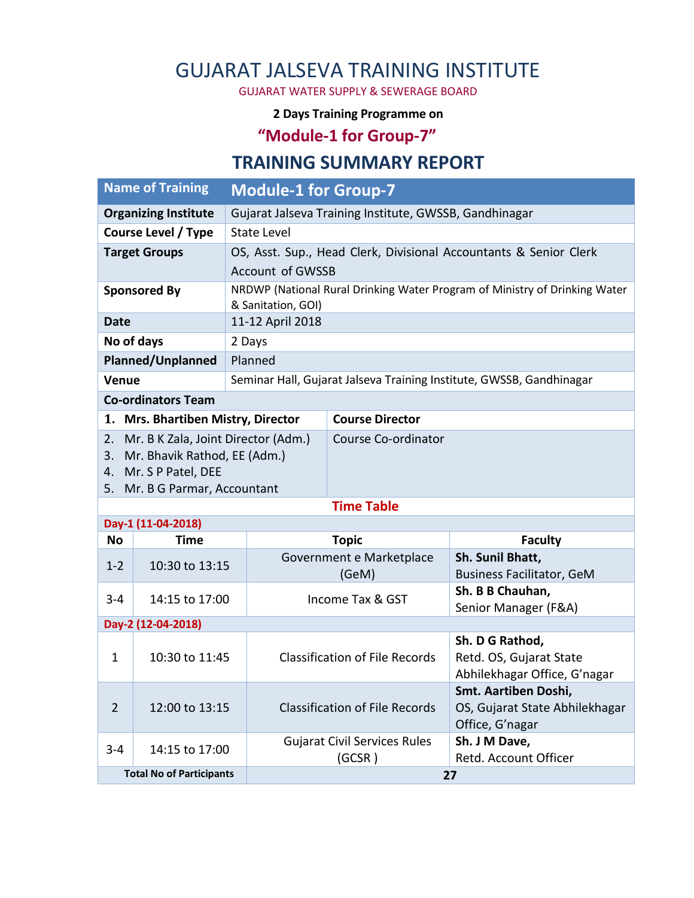# GUJARAT JALSEVA TRAINING INSTITUTE

GUJARAT WATER SUPPLY & SEWERAGE BOARD

**2 Days Training Programme on**

## “Module-1 for Group-7”

## TRAINING SUMMARY REPORT

| **Name of Training** | **Module-1 for Group-7** |
|---|---|
| **Organizing Institute** | Gujarat Jalseva Training Institute, GWSSB, Gandhinagar |
| **Course Level / Type** | State Level |
| **Target Groups** | OS, Asst. Sup., Head Clerk, Divisional Accountants & Senior Clerk Account of GWSSB |
| **Sponsored By** | NRDWP (National Rural Drinking Water Program of Ministry of Drinking Water & Sanitation, GOI) |
| **Date** | 11-12 April 2018 |
| **No of days** | 2 Days |
| **Planned/Unplanned** | Planned |
| **Venue** | Seminar Hall, Gujarat Jalseva Training Institute, GWSSB, Gandhinagar |

**Co-ordinators Team**

| Name | Role |
|---|---|
| 1. **Mrs. Bhartiben Mistry, Director** | **Course Director** |
| 2. Mr. B K Zala, Joint Director (Adm.)<br>3. Mr. Bhavik Rathod, EE (Adm.)<br>4. Mr. S P Patel, DEE<br>5. Mr. B G Parmar, Accountant | Course Co-ordinator |

**Time Table**

**Day-1 (11-04-2018)**

| No | Time | Topic | Faculty |
|---|---|---|---|
| 1-2 | 10:30 to 13:15 | Government e Marketplace (GeM) | **Sh. Sunil Bhatt,** Business Facilitator, GeM |
| 3-4 | 14:15 to 17:00 | Income Tax & GST | **Sh. B B Chauhan,** Senior Manager (F&A) |

**Day-2 (12-04-2018)**

| No | Time | Topic | Faculty |
|---|---|---|---|
| 1 | 10:30 to 11:45 | Classification of File Records | **Sh. D G Rathod,** Retd. OS, Gujarat State Abhilekhagar Office, G’nagar |
| 2 | 12:00 to 13:15 | Classification of File Records | **Smt. Aartiben Doshi,** OS, Gujarat State Abhilekhagar Office, G’nagar |
| 3-4 | 14:15 to 17:00 | Gujarat Civil Services Rules (GCSR ) | **Sh. J M Dave,** Retd. Account Officer |
| **Total No of Participants** | | **27** | |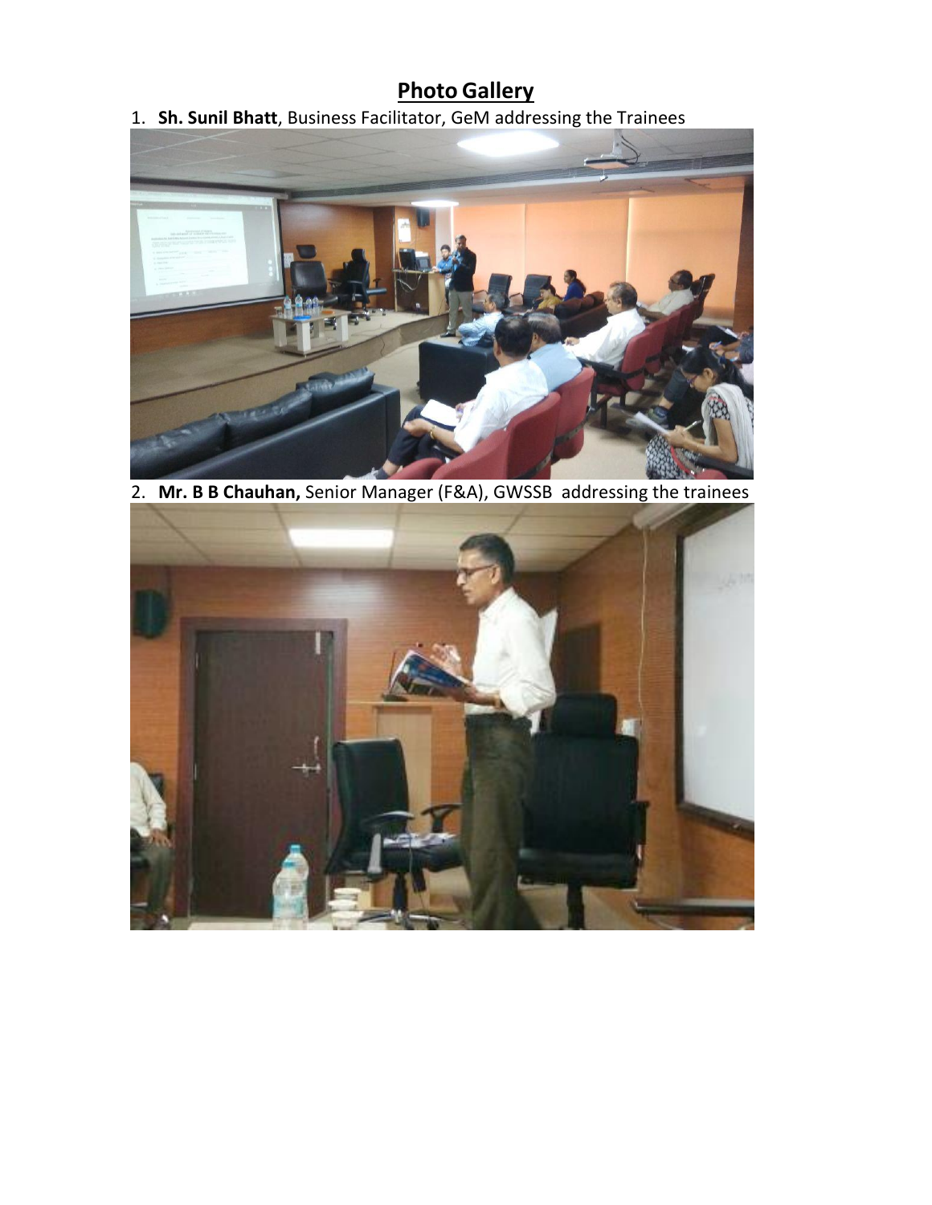## Photo Gallery

1. **Sh. Sunil Bhatt**, Business Facilitator, GeM addressing the Trainees

2. **Mr. B B Chauhan,** Senior Manager (F&A), GWSSB addressing the trainees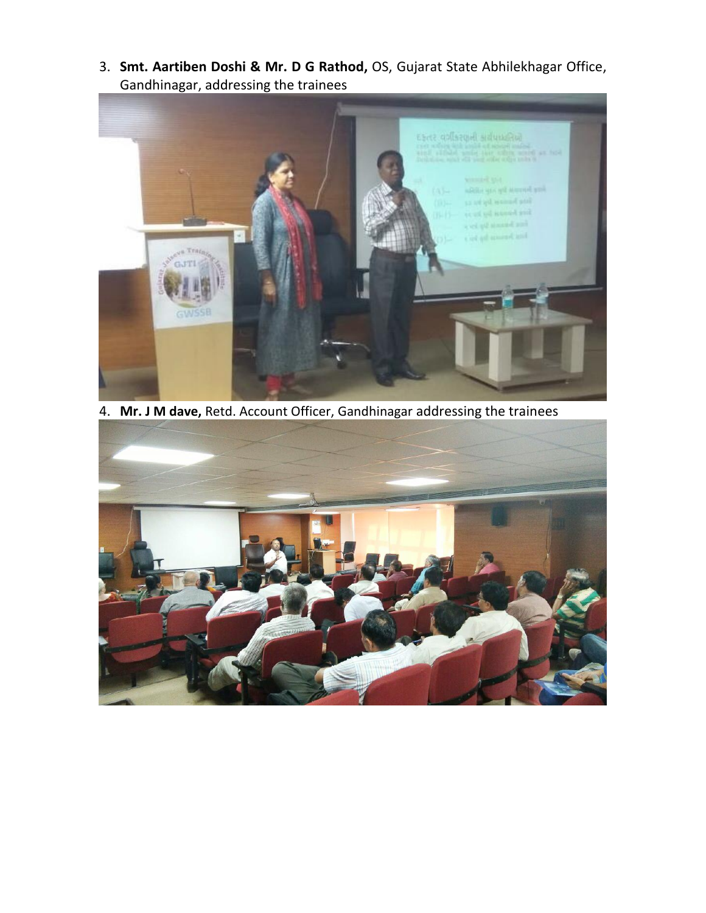3. **Smt. Aartiben Doshi & Mr. D G Rathod,** OS, Gujarat State Abhilekhagar Office, Gandhinagar, addressing the trainees

4. **Mr. J M dave,** Retd. Account Officer, Gandhinagar addressing the trainees